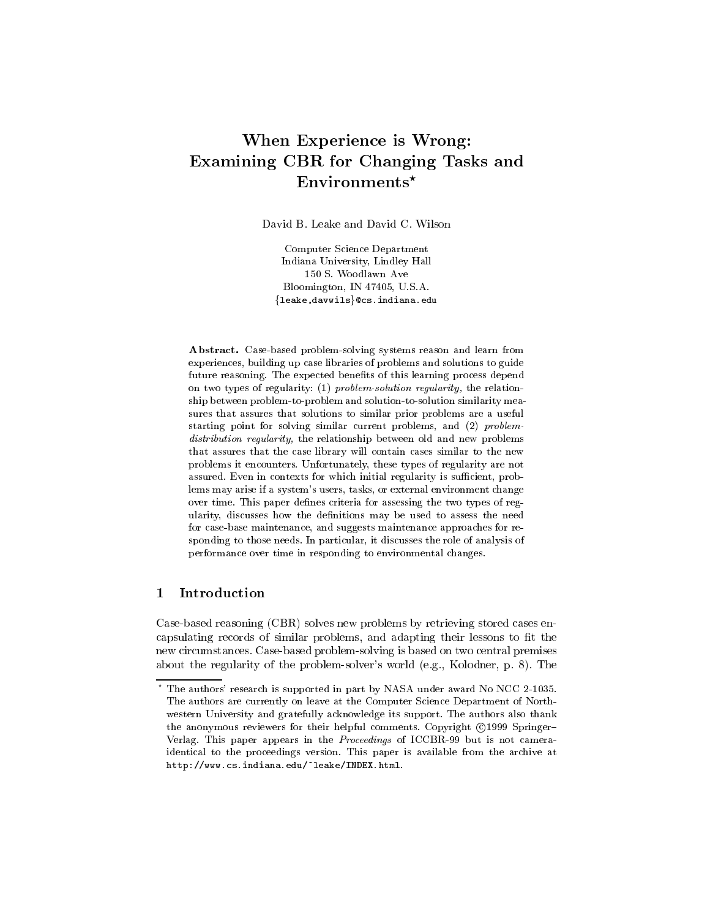# When Experience is Wrong: Examining CBR for Changing Tasks and Environments*

David B. Leake and David C. Wilson

Computer Science Department
Indiana University, Lindley Hall
150 S. Woodlawn Ave
Bloomington, IN 47405, U.S.A.
{leake,davwils}@cs.indiana.edu

**Abstract.** Case-based problem-solving systems reason and learn from experiences, building up case libraries of problems and solutions to guide future reasoning. The expected benefits of this learning process depend on two types of regularity: (1) *problem-solution regularity,* the relationship between problem-to-problem and solution-to-solution similarity measures that assures that solutions to similar prior problems are a useful starting point for solving similar current problems, and (2) *problem-distribution regularity,* the relationship between old and new problems that assures that the case library will contain cases similar to the new problems it encounters. Unfortunately, these types of regularity are not assured. Even in contexts for which initial regularity is sufficient, problems may arise if a system's users, tasks, or external environment change over time. This paper defines criteria for assessing the two types of regularity, discusses how the definitions may be used to assess the need for case-base maintenance, and suggests maintenance approaches for responding to those needs. In particular, it discusses the role of analysis of performance over time in responding to environmental changes.

## 1 Introduction

Case-based reasoning (CBR) solves new problems by retrieving stored cases encapsulating records of similar problems, and adapting their lessons to fit the new circumstances. Case-based problem-solving is based on two central premises about the regularity of the problem-solver's world (e.g., Kolodner, p. 8). The

---

\* The authors' research is supported in part by NASA under award No NCC 2-1035. The authors are currently on leave at the Computer Science Department of Northwestern University and gratefully acknowledge its support. The authors also thank the anonymous reviewers for their helpful comments. Copyright ©1999 Springer–Verlag. This paper appears in the *Proceedings* of ICCBR-99 but is not camera-identical to the proceedings version. This paper is available from the archive at http://www.cs.indiana.edu/~leake/INDEX.html.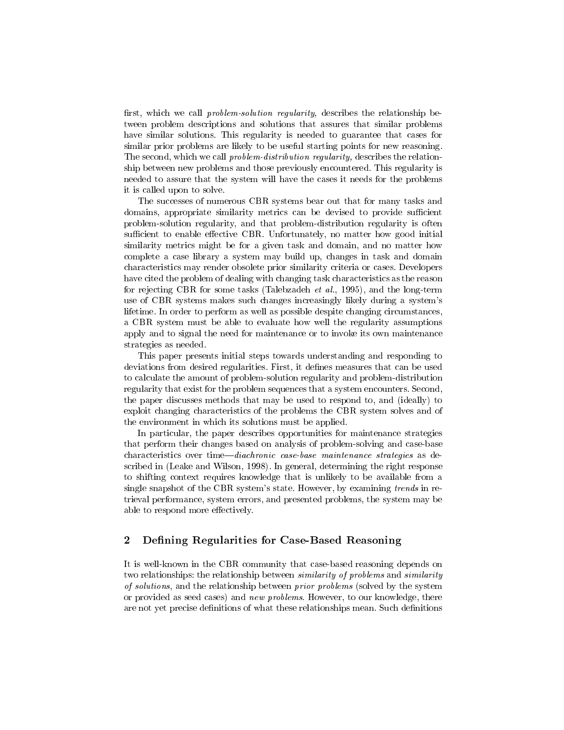first, which we call *problem-solution regularity,* describes the relationship between problem descriptions and solutions that assures that similar problems have similar solutions. This regularity is needed to guarantee that cases for similar prior problems are likely to be useful starting points for new reasoning. The second, which we call *problem-distribution regularity,* describes the relationship between new problems and those previously encountered. This regularity is needed to assure that the system will have the cases it needs for the problems it is called upon to solve.

The successes of numerous CBR systems bear out that for many tasks and domains, appropriate similarity metrics can be devised to provide sufficient problem-solution regularity, and that problem-distribution regularity is often sufficient to enable effective CBR. Unfortunately, no matter how good initial similarity metrics might be for a given task and domain, and no matter how complete a case library a system may build up, changes in task and domain characteristics may render obsolete prior similarity criteria or cases. Developers have cited the problem of dealing with changing task characteristics as the reason for rejecting CBR for some tasks (Talebzadeh *et al.*, 1995), and the long-term use of CBR systems makes such changes increasingly likely during a system's lifetime. In order to perform as well as possible despite changing circumstances, a CBR system must be able to evaluate how well the regularity assumptions apply and to signal the need for maintenance or to invoke its own maintenance strategies as needed.

This paper presents initial steps towards understanding and responding to deviations from desired regularities. First, it defines measures that can be used to calculate the amount of problem-solution regularity and problem-distribution regularity that exist for the problem sequences that a system encounters. Second, the paper discusses methods that may be used to respond to, and (ideally) to exploit changing characteristics of the problems the CBR system solves and of the environment in which its solutions must be applied.

In particular, the paper describes opportunities for maintenance strategies that perform their changes based on analysis of problem-solving and case-base characteristics over time—*diachronic case-base maintenance strategies* as described in (Leake and Wilson, 1998). In general, determining the right response to shifting context requires knowledge that is unlikely to be available from a single snapshot of the CBR system's state. However, by examining *trends* in retrieval performance, system errors, and presented problems, the system may be able to respond more effectively.

## 2 Defining Regularities for Case-Based Reasoning

It is well-known in the CBR community that case-based reasoning depends on two relationships: the relationship between *similarity of problems* and *similarity of solutions*, and the relationship between *prior problems* (solved by the system or provided as seed cases) and *new problems*. However, to our knowledge, there are not yet precise definitions of what these relationships mean. Such definitions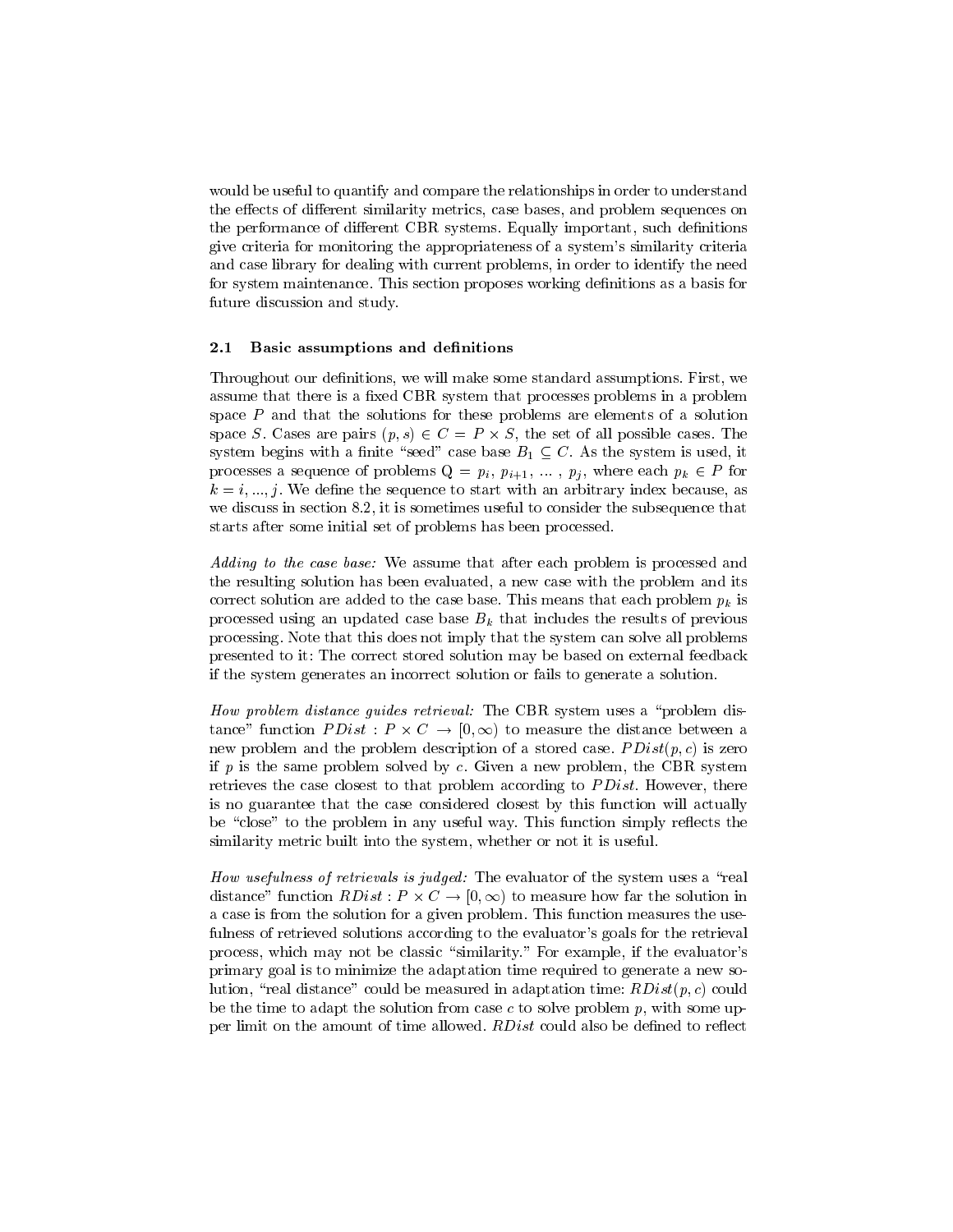would be useful to quantify and compare the relationships in order to understand the effects of different similarity metrics, case bases, and problem sequences on the performance of different CBR systems. Equally important, such definitions give criteria for monitoring the appropriateness of a system's similarity criteria and case library for dealing with current problems, in order to identify the need for system maintenance. This section proposes working definitions as a basis for future discussion and study.

### 2.1 Basic assumptions and definitions

Throughout our definitions, we will make some standard assumptions. First, we assume that there is a fixed CBR system that processes problems in a problem space $P$ and that the solutions for these problems are elements of a solution space $S$. Cases are pairs $(p, s) \in C = P \times S$, the set of all possible cases. The system begins with a finite "seed" case base $B_1 \subseteq C$. As the system is used, it processes a sequence of problems $Q = p_i, p_{i+1}, \ldots, p_j$, where each $p_k \in P$ for $k = i, ..., j$. We define the sequence to start with an arbitrary index because, as we discuss in section 8.2, it is sometimes useful to consider the subsequence that starts after some initial set of problems has been processed.

*Adding to the case base:* We assume that after each problem is processed and the resulting solution has been evaluated, a new case with the problem and its correct solution are added to the case base. This means that each problem $p_k$ is processed using an updated case base $B_k$ that includes the results of previous processing. Note that this does not imply that the system can solve all problems presented to it: The correct stored solution may be based on external feedback if the system generates an incorrect solution or fails to generate a solution.

*How problem distance guides retrieval:* The CBR system uses a "problem distance" function $PDist : P \times C \rightarrow [0, \infty)$ to measure the distance between a new problem and the problem description of a stored case. $PDist(p, c)$ is zero if $p$ is the same problem solved by $c$. Given a new problem, the CBR system retrieves the case closest to that problem according to $PDist$. However, there is no guarantee that the case considered closest by this function will actually be "close" to the problem in any useful way. This function simply reflects the similarity metric built into the system, whether or not it is useful.

*How usefulness of retrievals is judged:* The evaluator of the system uses a "real distance" function $RDist : P \times C \rightarrow [0, \infty)$ to measure how far the solution in a case is from the solution for a given problem. This function measures the usefulness of retrieved solutions according to the evaluator's goals for the retrieval process, which may not be classic "similarity." For example, if the evaluator's primary goal is to minimize the adaptation time required to generate a new solution, "real distance" could be measured in adaptation time: $RDist(p, c)$ could be the time to adapt the solution from case $c$ to solve problem $p$, with some upper limit on the amount of time allowed. $RDist$ could also be defined to reflect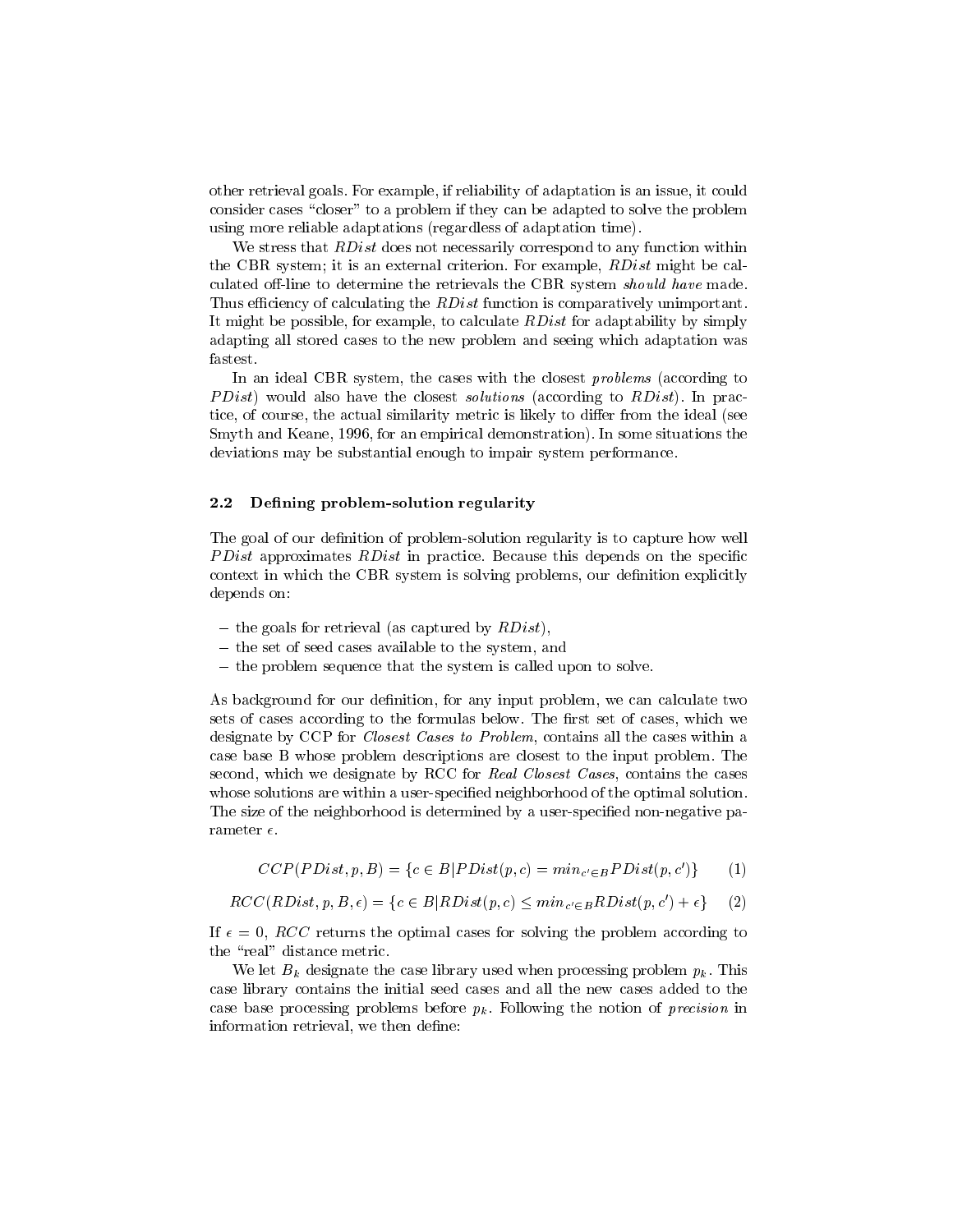other retrieval goals. For example, if reliability of adaptation is an issue, it could consider cases "closer" to a problem if they can be adapted to solve the problem using more reliable adaptations (regardless of adaptation time).

We stress that $RDist$ does not necessarily correspond to any function within the CBR system; it is an external criterion. For example, $RDist$ might be calculated off-line to determine the retrievals the CBR system *should have* made. Thus efficiency of calculating the $RDist$ function is comparatively unimportant. It might be possible, for example, to calculate $RDist$ for adaptability by simply adapting all stored cases to the new problem and seeing which adaptation was fastest.

In an ideal CBR system, the cases with the closest *problems* (according to $PDist$) would also have the closest *solutions* (according to $RDist$). In practice, of course, the actual similarity metric is likely to differ from the ideal (see Smyth and Keane, 1996, for an empirical demonstration). In some situations the deviations may be substantial enough to impair system performance.

### 2.2 Defining problem-solution regularity

The goal of our definition of problem-solution regularity is to capture how well $PDist$ approximates $RDist$ in practice. Because this depends on the specific context in which the CBR system is solving problems, our definition explicitly depends on:

- the goals for retrieval (as captured by $RDist$),
- the set of seed cases available to the system, and
- the problem sequence that the system is called upon to solve.

As background for our definition, for any input problem, we can calculate two sets of cases according to the formulas below. The first set of cases, which we designate by CCP for *Closest Cases to Problem*, contains all the cases within a case base B whose problem descriptions are closest to the input problem. The second, which we designate by RCC for *Real Closest Cases*, contains the cases whose solutions are within a user-specified neighborhood of the optimal solution. The size of the neighborhood is determined by a user-specified non-negative parameter $\epsilon$.

$$CCP(PDist, p, B) = \{c \in B | PDist(p, c) = min_{c' \in B} PDist(p, c')\} \qquad (1)$$

$$RCC(RDist, p, B, \epsilon) = \{c \in B | RDist(p, c) \leq min_{c' \in B} RDist(p, c') + \epsilon\} \qquad (2)$$

If $\epsilon = 0$, $RCC$ returns the optimal cases for solving the problem according to the "real" distance metric.

We let $B_k$ designate the case library used when processing problem $p_k$. This case library contains the initial seed cases and all the new cases added to the case base processing problems before $p_k$. Following the notion of *precision* in information retrieval, we then define: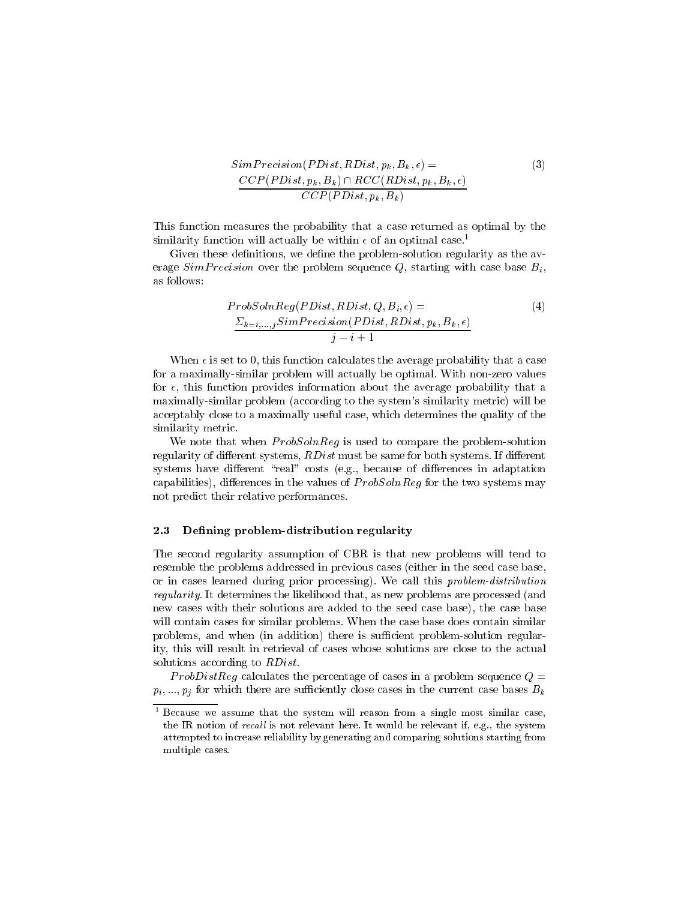$$SimPrecision(PDist, RDist, p_k, B_k, \epsilon) = \frac{CCP(PDist, p_k, B_k) \cap RCC(RDist, p_k, B_k, \epsilon)}{CCP(PDist, p_k, B_k)} \tag{3}$$

This function measures the probability that a case returned as optimal by the similarity function will actually be within $\epsilon$ of an optimal case.[1]

Given these definitions, we define the problem-solution regularity as the average *SimPrecision* over the problem sequence $Q$, starting with case base $B_i$, as follows:

$$ProbSolnReg(PDist, RDist, Q, B_i, \epsilon) = \frac{\Sigma_{k=i,...,j} SimPrecision(PDist, RDist, p_k, B_k, \epsilon)}{j - i + 1} \tag{4}$$

When $\epsilon$ is set to 0, this function calculates the average probability that a case for a maximally-similar problem will actually be optimal. With non-zero values for $\epsilon$, this function provides information about the average probability that a maximally-similar problem (according to the system's similarity metric) will be acceptably close to a maximally useful case, which determines the quality of the similarity metric.

We note that when *ProbSolnReg* is used to compare the problem-solution regularity of different systems, *RDist* must be same for both systems. If different systems have different "real" costs (e.g., because of differences in adaptation capabilities), differences in the values of *ProbSolnReg* for the two systems may not predict their relative performances.

### 2.3 Defining problem-distribution regularity

The second regularity assumption of CBR is that new problems will tend to resemble the problems addressed in previous cases (either in the seed case base, or in cases learned during prior processing). We call this *problem-distribution regularity*. It determines the likelihood that, as new problems are processed (and new cases with their solutions are added to the seed case base), the case base will contain cases for similar problems. When the case base does contain similar problems, and when (in addition) there is sufficient problem-solution regularity, this will result in retrieval of cases whose solutions are close to the actual solutions according to *RDist*.

*ProbDistReg* calculates the percentage of cases in a problem sequence $Q = p_i, ..., p_j$ for which there are sufficiently close cases in the current case bases $B_k$

[1] Because we assume that the system will reason from a single most similar case, the IR notion of *recall* is not relevant here. It would be relevant if, e.g., the system attempted to increase reliability by generating and comparing solutions starting from multiple cases.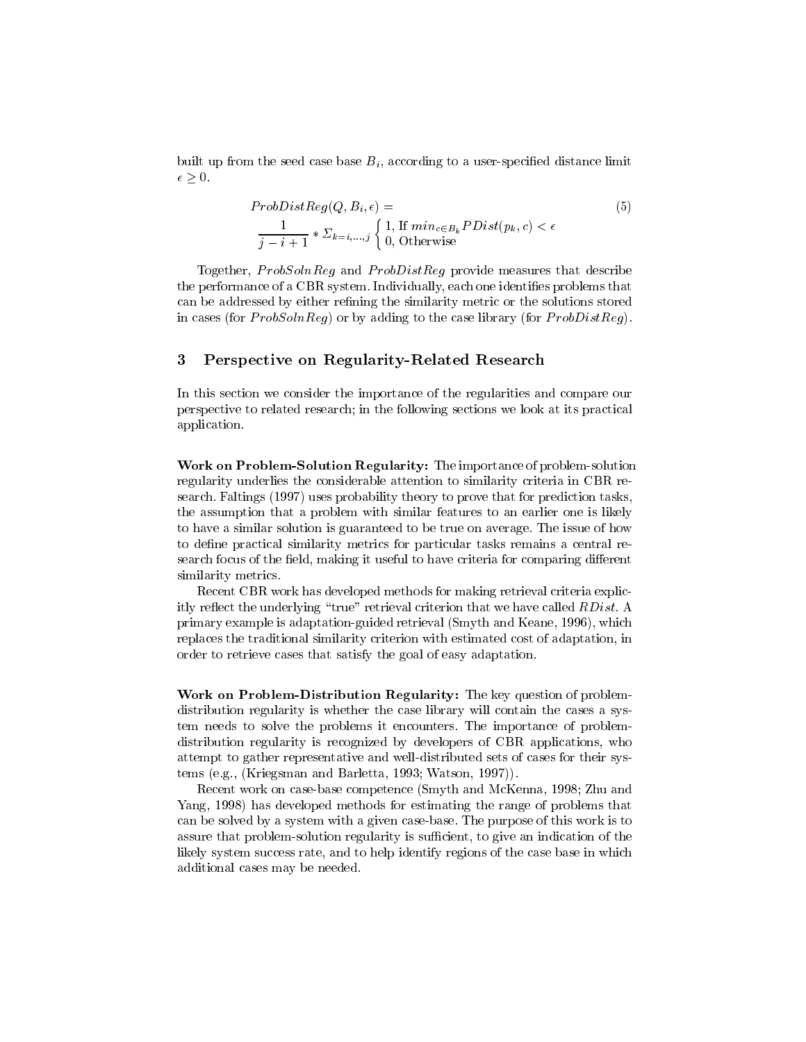built up from the seed case base $B_i$, according to a user-specified distance limit $\epsilon \geq 0$.

$$ProbDistReg(Q, B_i, \epsilon) = \frac{1}{j - i + 1} * \Sigma_{k=i,\ldots,j} \begin{cases} 1, \text{ If } min_{c \in B_k} PDist(p_k, c) < \epsilon \\ 0, \text{ Otherwise} \end{cases} \tag{5}$$

Together, $ProbSolnReg$ and $ProbDistReg$ provide measures that describe the performance of a CBR system. Individually, each one identifies problems that can be addressed by either refining the similarity metric or the solutions stored in cases (for $ProbSolnReg$) or by adding to the case library (for $ProbDistReg$).

## 3 Perspective on Regularity-Related Research

In this section we consider the importance of the regularities and compare our perspective to related research; in the following sections we look at its practical application.

**Work on Problem-Solution Regularity:** The importance of problem-solution regularity underlies the considerable attention to similarity criteria in CBR research. Faltings (1997) uses probability theory to prove that for prediction tasks, the assumption that a problem with similar features to an earlier one is likely to have a similar solution is guaranteed to be true on average. The issue of how to define practical similarity metrics for particular tasks remains a central research focus of the field, making it useful to have criteria for comparing different similarity metrics.

Recent CBR work has developed methods for making retrieval criteria explicitly reflect the underlying "true" retrieval criterion that we have called $RDist$. A primary example is adaptation-guided retrieval (Smyth and Keane, 1996), which replaces the traditional similarity criterion with estimated cost of adaptation, in order to retrieve cases that satisfy the goal of easy adaptation.

**Work on Problem-Distribution Regularity:** The key question of problem-distribution regularity is whether the case library will contain the cases a system needs to solve the problems it encounters. The importance of problem-distribution regularity is recognized by developers of CBR applications, who attempt to gather representative and well-distributed sets of cases for their systems (e.g., (Kriegsman and Barletta, 1993; Watson, 1997)).

Recent work on case-base competence (Smyth and McKenna, 1998; Zhu and Yang, 1998) has developed methods for estimating the range of problems that can be solved by a system with a given case-base. The purpose of this work is to assure that problem-solution regularity is sufficient, to give an indication of the likely system success rate, and to help identify regions of the case base in which additional cases may be needed.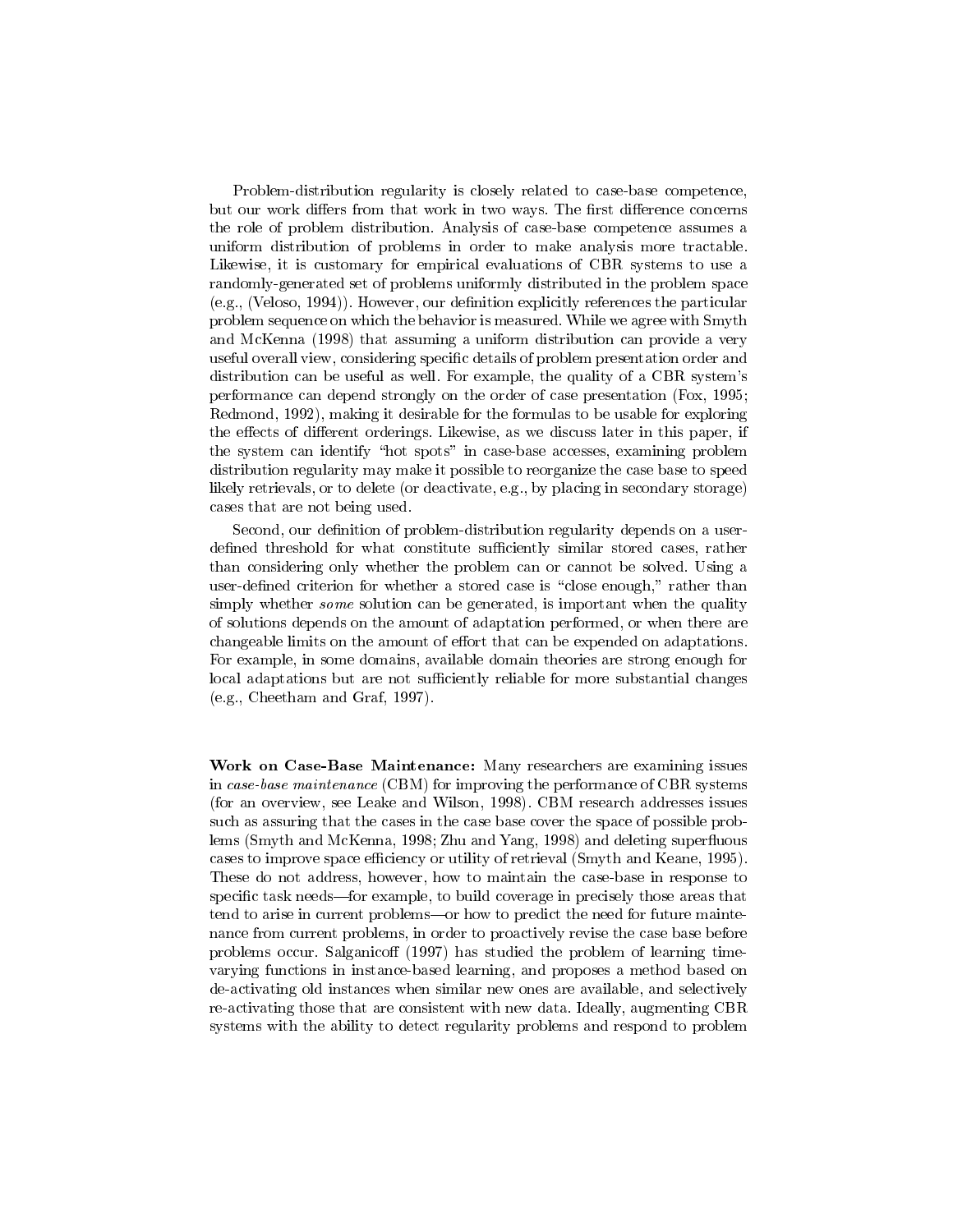Problem-distribution regularity is closely related to case-base competence, but our work differs from that work in two ways. The first difference concerns the role of problem distribution. Analysis of case-base competence assumes a uniform distribution of problems in order to make analysis more tractable. Likewise, it is customary for empirical evaluations of CBR systems to use a randomly-generated set of problems uniformly distributed in the problem space (e.g., (Veloso, 1994)). However, our definition explicitly references the particular problem sequence on which the behavior is measured. While we agree with Smyth and McKenna (1998) that assuming a uniform distribution can provide a very useful overall view, considering specific details of problem presentation order and distribution can be useful as well. For example, the quality of a CBR system's performance can depend strongly on the order of case presentation (Fox, 1995; Redmond, 1992), making it desirable for the formulas to be usable for exploring the effects of different orderings. Likewise, as we discuss later in this paper, if the system can identify "hot spots" in case-base accesses, examining problem distribution regularity may make it possible to reorganize the case base to speed likely retrievals, or to delete (or deactivate, e.g., by placing in secondary storage) cases that are not being used.

Second, our definition of problem-distribution regularity depends on a user-defined threshold for what constitute sufficiently similar stored cases, rather than considering only whether the problem can or cannot be solved. Using a user-defined criterion for whether a stored case is "close enough," rather than simply whether *some* solution can be generated, is important when the quality of solutions depends on the amount of adaptation performed, or when there are changeable limits on the amount of effort that can be expended on adaptations. For example, in some domains, available domain theories are strong enough for local adaptations but are not sufficiently reliable for more substantial changes (e.g., Cheetham and Graf, 1997).

**Work on Case-Base Maintenance:** Many researchers are examining issues in *case-base maintenance* (CBM) for improving the performance of CBR systems (for an overview, see Leake and Wilson, 1998). CBM research addresses issues such as assuring that the cases in the case base cover the space of possible problems (Smyth and McKenna, 1998; Zhu and Yang, 1998) and deleting superfluous cases to improve space efficiency or utility of retrieval (Smyth and Keane, 1995). These do not address, however, how to maintain the case-base in response to specific task needs—for example, to build coverage in precisely those areas that tend to arise in current problems—or how to predict the need for future maintenance from current problems, in order to proactively revise the case base before problems occur. Salganicoff (1997) has studied the problem of learning time-varying functions in instance-based learning, and proposes a method based on de-activating old instances when similar new ones are available, and selectively re-activating those that are consistent with new data. Ideally, augmenting CBR systems with the ability to detect regularity problems and respond to problem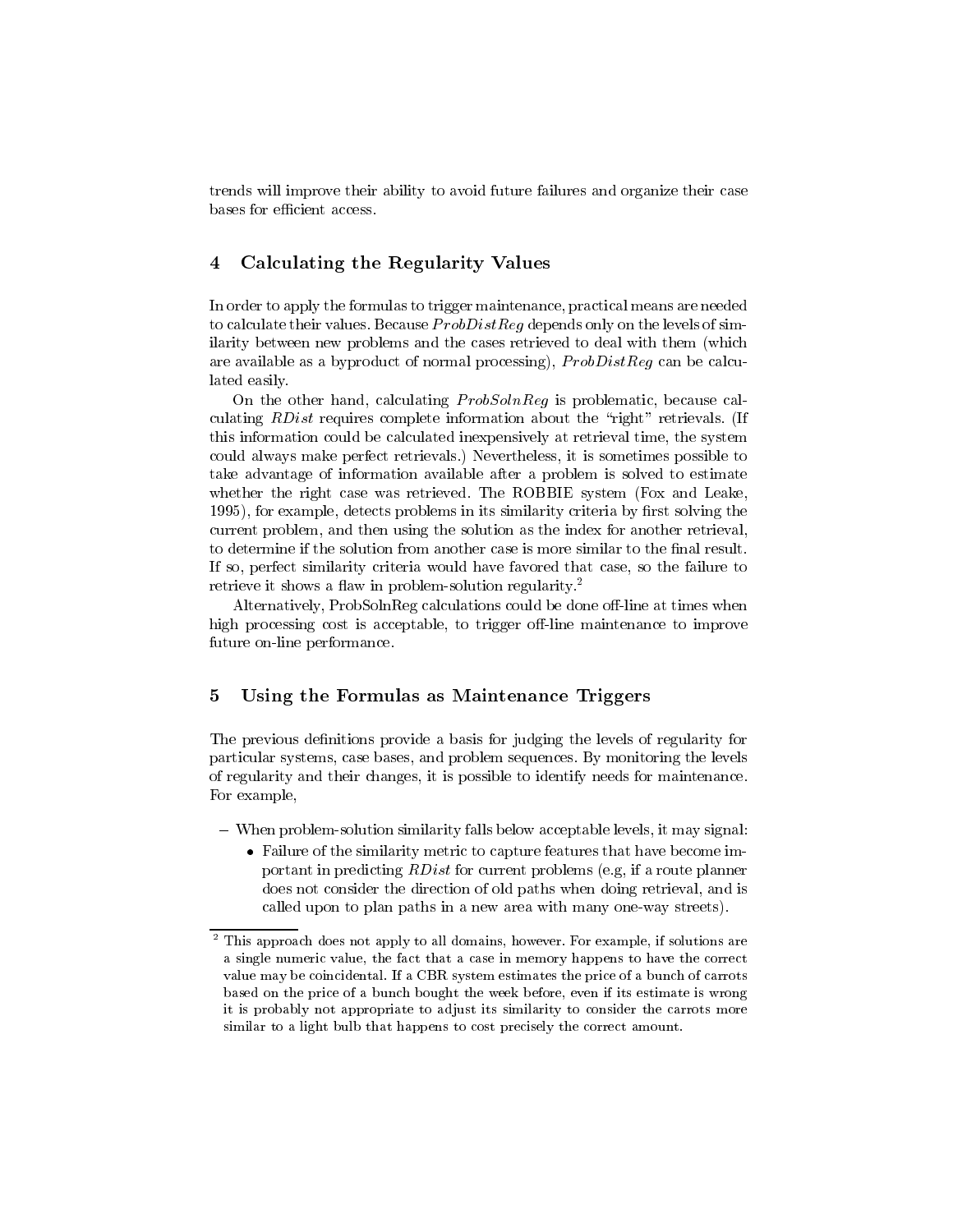trends will improve their ability to avoid future failures and organize their case bases for efficient access.

## 4 Calculating the Regularity Values

In order to apply the formulas to trigger maintenance, practical means are needed to calculate their values. Because *ProbDistReg* depends only on the levels of similarity between new problems and the cases retrieved to deal with them (which are available as a byproduct of normal processing), *ProbDistReg* can be calculated easily.

On the other hand, calculating *ProbSolnReg* is problematic, because calculating *RDist* requires complete information about the "right" retrievals. (If this information could be calculated inexpensively at retrieval time, the system could always make perfect retrievals.) Nevertheless, it is sometimes possible to take advantage of information available after a problem is solved to estimate whether the right case was retrieved. The ROBBIE system (Fox and Leake, 1995), for example, detects problems in its similarity criteria by first solving the current problem, and then using the solution as the index for another retrieval, to determine if the solution from another case is more similar to the final result. If so, perfect similarity criteria would have favored that case, so the failure to retrieve it shows a flaw in problem-solution regularity.[2]

Alternatively, ProbSolnReg calculations could be done off-line at times when high processing cost is acceptable, to trigger off-line maintenance to improve future on-line performance.

## 5 Using the Formulas as Maintenance Triggers

The previous definitions provide a basis for judging the levels of regularity for particular systems, case bases, and problem sequences. By monitoring the levels of regularity and their changes, it is possible to identify needs for maintenance. For example,

- When problem-solution similarity falls below acceptable levels, it may signal:
  - Failure of the similarity metric to capture features that have become important in predicting *RDist* for current problems (e.g, if a route planner does not consider the direction of old paths when doing retrieval, and is called upon to plan paths in a new area with many one-way streets).

[2] This approach does not apply to all domains, however. For example, if solutions are a single numeric value, the fact that a case in memory happens to have the correct value may be coincidental. If a CBR system estimates the price of a bunch of carrots based on the price of a bunch bought the week before, even if its estimate is wrong it is probably not appropriate to adjust its similarity to consider the carrots more similar to a light bulb that happens to cost precisely the correct amount.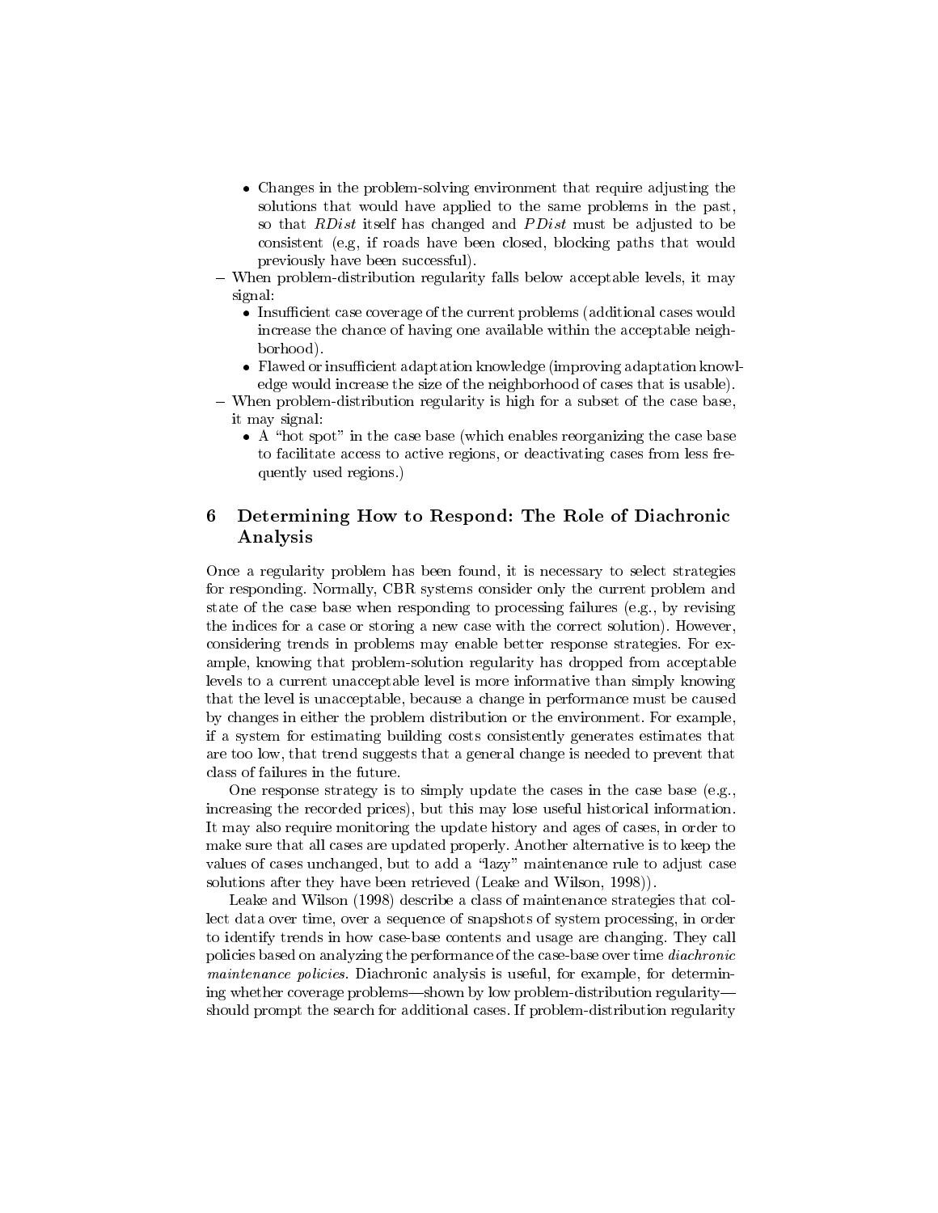- Changes in the problem-solving environment that require adjusting the solutions that would have applied to the same problems in the past, so that *RDist* itself has changed and *PDist* must be adjusted to be consistent (e.g, if roads have been closed, blocking paths that would previously have been successful).
- When problem-distribution regularity falls below acceptable levels, it may signal:
  - Insufficient case coverage of the current problems (additional cases would increase the chance of having one available within the acceptable neighborhood).
  - Flawed or insufficient adaptation knowledge (improving adaptation knowledge would increase the size of the neighborhood of cases that is usable).
- When problem-distribution regularity is high for a subset of the case base, it may signal:
  - A "hot spot" in the case base (which enables reorganizing the case base to facilitate access to active regions, or deactivating cases from less frequently used regions.)

## 6 Determining How to Respond: The Role of Diachronic Analysis

Once a regularity problem has been found, it is necessary to select strategies for responding. Normally, CBR systems consider only the current problem and state of the case base when responding to processing failures (e.g., by revising the indices for a case or storing a new case with the correct solution). However, considering trends in problems may enable better response strategies. For example, knowing that problem-solution regularity has dropped from acceptable levels to a current unacceptable level is more informative than simply knowing that the level is unacceptable, because a change in performance must be caused by changes in either the problem distribution or the environment. For example, if a system for estimating building costs consistently generates estimates that are too low, that trend suggests that a general change is needed to prevent that class of failures in the future.

One response strategy is to simply update the cases in the case base (e.g., increasing the recorded prices), but this may lose useful historical information. It may also require monitoring the update history and ages of cases, in order to make sure that all cases are updated properly. Another alternative is to keep the values of cases unchanged, but to add a "lazy" maintenance rule to adjust case solutions after they have been retrieved (Leake and Wilson, 1998)).

Leake and Wilson (1998) describe a class of maintenance strategies that collect data over time, over a sequence of snapshots of system processing, in order to identify trends in how case-base contents and usage are changing. They call policies based on analyzing the performance of the case-base over time *diachronic maintenance policies*. Diachronic analysis is useful, for example, for determining whether coverage problems—shown by low problem-distribution regularity—should prompt the search for additional cases. If problem-distribution regularity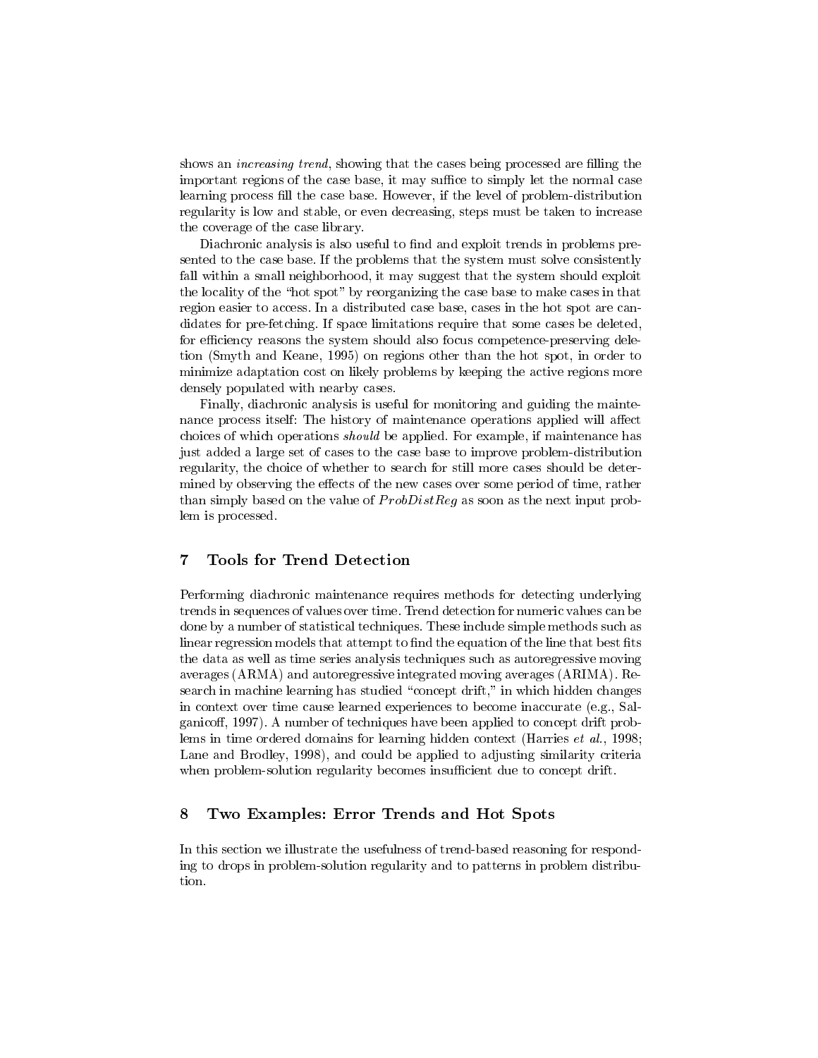shows an *increasing trend*, showing that the cases being processed are filling the important regions of the case base, it may suffice to simply let the normal case learning process fill the case base. However, if the level of problem-distribution regularity is low and stable, or even decreasing, steps must be taken to increase the coverage of the case library.

Diachronic analysis is also useful to find and exploit trends in problems presented to the case base. If the problems that the system must solve consistently fall within a small neighborhood, it may suggest that the system should exploit the locality of the "hot spot" by reorganizing the case base to make cases in that region easier to access. In a distributed case base, cases in the hot spot are candidates for pre-fetching. If space limitations require that some cases be deleted, for efficiency reasons the system should also focus competence-preserving deletion (Smyth and Keane, 1995) on regions other than the hot spot, in order to minimize adaptation cost on likely problems by keeping the active regions more densely populated with nearby cases.

Finally, diachronic analysis is useful for monitoring and guiding the maintenance process itself: The history of maintenance operations applied will affect choices of which operations *should* be applied. For example, if maintenance has just added a large set of cases to the case base to improve problem-distribution regularity, the choice of whether to search for still more cases should be determined by observing the effects of the new cases over some period of time, rather than simply based on the value of $ProbDistReg$ as soon as the next input problem is processed.

## 7 Tools for Trend Detection

Performing diachronic maintenance requires methods for detecting underlying trends in sequences of values over time. Trend detection for numeric values can be done by a number of statistical techniques. These include simple methods such as linear regression models that attempt to find the equation of the line that best fits the data as well as time series analysis techniques such as autoregressive moving averages (ARMA) and autoregressive integrated moving averages (ARIMA). Research in machine learning has studied "concept drift," in which hidden changes in context over time cause learned experiences to become inaccurate (e.g., Salganicoff, 1997). A number of techniques have been applied to concept drift problems in time ordered domains for learning hidden context (Harries *et al.*, 1998; Lane and Brodley, 1998), and could be applied to adjusting similarity criteria when problem-solution regularity becomes insufficient due to concept drift.

## 8 Two Examples: Error Trends and Hot Spots

In this section we illustrate the usefulness of trend-based reasoning for responding to drops in problem-solution regularity and to patterns in problem distribution.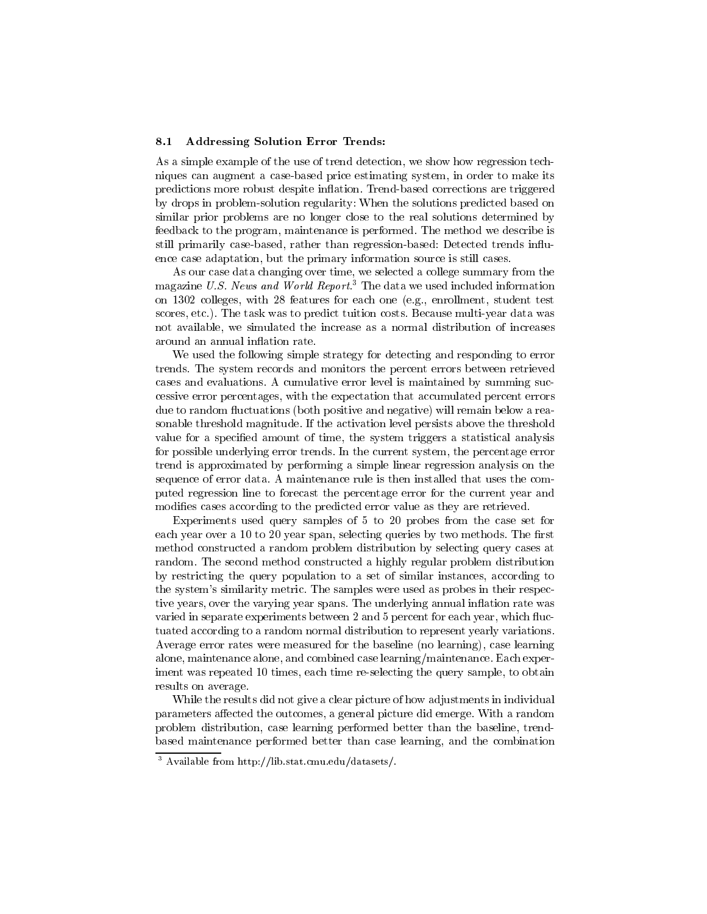### 8.1 Addressing Solution Error Trends:

As a simple example of the use of trend detection, we show how regression techniques can augment a case-based price estimating system, in order to make its predictions more robust despite inflation. Trend-based corrections are triggered by drops in problem-solution regularity: When the solutions predicted based on similar prior problems are no longer close to the real solutions determined by feedback to the program, maintenance is performed. The method we describe is still primarily case-based, rather than regression-based: Detected trends influence case adaptation, but the primary information source is still cases.

As our case data changing over time, we selected a college summary from the magazine *U.S. News and World Report*.[3] The data we used included information on 1302 colleges, with 28 features for each one (e.g., enrollment, student test scores, etc.). The task was to predict tuition costs. Because multi-year data was not available, we simulated the increase as a normal distribution of increases around an annual inflation rate.

We used the following simple strategy for detecting and responding to error trends. The system records and monitors the percent errors between retrieved cases and evaluations. A cumulative error level is maintained by summing successive error percentages, with the expectation that accumulated percent errors due to random fluctuations (both positive and negative) will remain below a reasonable threshold magnitude. If the activation level persists above the threshold value for a specified amount of time, the system triggers a statistical analysis for possible underlying error trends. In the current system, the percentage error trend is approximated by performing a simple linear regression analysis on the sequence of error data. A maintenance rule is then installed that uses the computed regression line to forecast the percentage error for the current year and modifies cases according to the predicted error value as they are retrieved.

Experiments used query samples of 5 to 20 probes from the case set for each year over a 10 to 20 year span, selecting queries by two methods. The first method constructed a random problem distribution by selecting query cases at random. The second method constructed a highly regular problem distribution by restricting the query population to a set of similar instances, according to the system's similarity metric. The samples were used as probes in their respective years, over the varying year spans. The underlying annual inflation rate was varied in separate experiments between 2 and 5 percent for each year, which fluctuated according to a random normal distribution to represent yearly variations. Average error rates were measured for the baseline (no learning), case learning alone, maintenance alone, and combined case learning/maintenance. Each experiment was repeated 10 times, each time re-selecting the query sample, to obtain results on average.

While the results did not give a clear picture of how adjustments in individual parameters affected the outcomes, a general picture did emerge. With a random problem distribution, case learning performed better than the baseline, trend-based maintenance performed better than case learning, and the combination

[3] Available from http://lib.stat.cmu.edu/datasets/.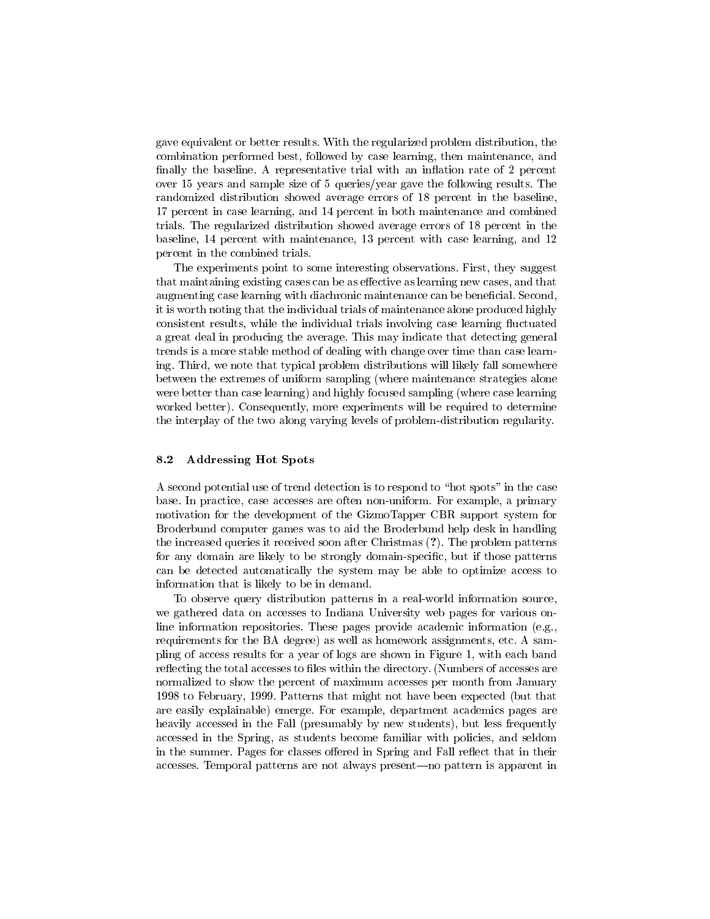gave equivalent or better results. With the regularized problem distribution, the combination performed best, followed by case learning, then maintenance, and finally the baseline. A representative trial with an inflation rate of 2 percent over 15 years and sample size of 5 queries/year gave the following results. The randomized distribution showed average errors of 18 percent in the baseline, 17 percent in case learning, and 14 percent in both maintenance and combined trials. The regularized distribution showed average errors of 18 percent in the baseline, 14 percent with maintenance, 13 percent with case learning, and 12 percent in the combined trials.

The experiments point to some interesting observations. First, they suggest that maintaining existing cases can be as effective as learning new cases, and that augmenting case learning with diachronic maintenance can be beneficial. Second, it is worth noting that the individual trials of maintenance alone produced highly consistent results, while the individual trials involving case learning fluctuated a great deal in producing the average. This may indicate that detecting general trends is a more stable method of dealing with change over time than case learning. Third, we note that typical problem distributions will likely fall somewhere between the extremes of uniform sampling (where maintenance strategies alone were better than case learning) and highly focused sampling (where case learning worked better). Consequently, more experiments will be required to determine the interplay of the two along varying levels of problem-distribution regularity.

### 8.2 Addressing Hot Spots

A second potential use of trend detection is to respond to "hot spots" in the case base. In practice, case accesses are often non-uniform. For example, a primary motivation for the development of the GizmoTapper CBR support system for Broderbund computer games was to aid the Broderbund help desk in handling the increased queries it received soon after Christmas (**?**). The problem patterns for any domain are likely to be strongly domain-specific, but if those patterns can be detected automatically the system may be able to optimize access to information that is likely to be in demand.

To observe query distribution patterns in a real-world information source, we gathered data on accesses to Indiana University web pages for various on-line information repositories. These pages provide academic information (e.g., requirements for the BA degree) as well as homework assignments, etc. A sampling of access results for a year of logs are shown in Figure 1, with each band reflecting the total accesses to files within the directory. (Numbers of accesses are normalized to show the percent of maximum accesses per month from January 1998 to February, 1999. Patterns that might not have been expected (but that are easily explainable) emerge. For example, department academics pages are heavily accessed in the Fall (presumably by new students), but less frequently accessed in the Spring, as students become familiar with policies, and seldom in the summer. Pages for classes offered in Spring and Fall reflect that in their accesses. Temporal patterns are not always present—no pattern is apparent in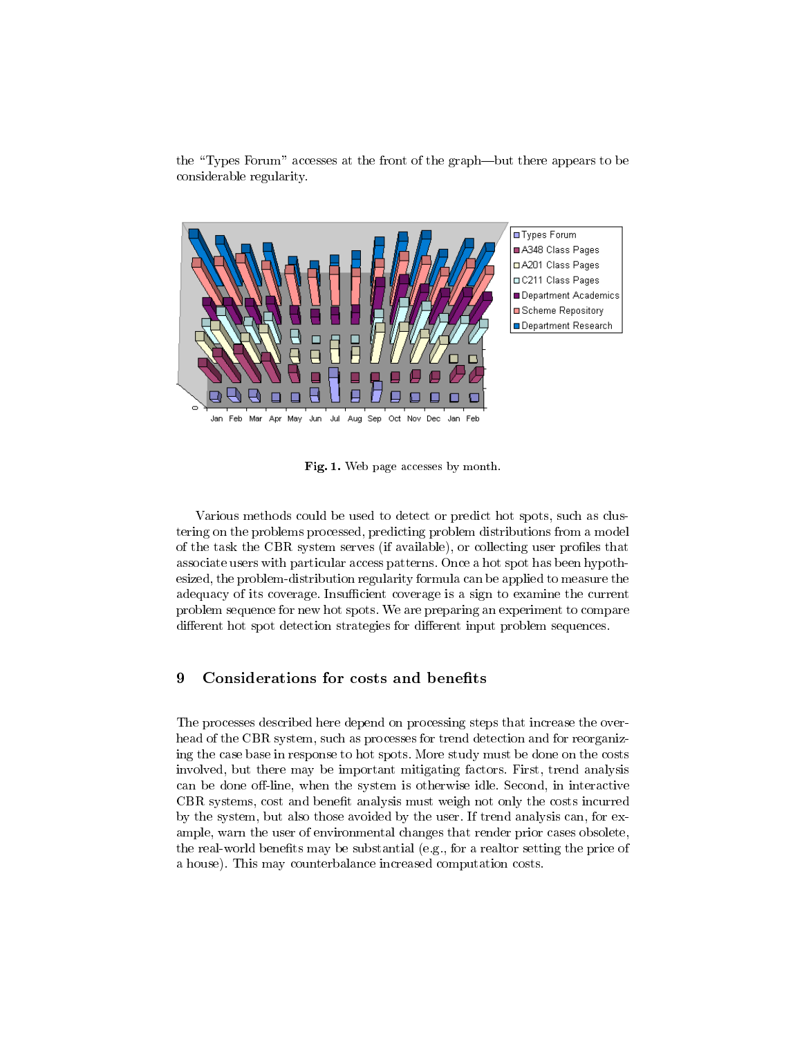the "Types Forum" accesses at the front of the graph—but there appears to be considerable regularity.

**Fig. 1.** Web page accesses by month.

Various methods could be used to detect or predict hot spots, such as clustering on the problems processed, predicting problem distributions from a model of the task the CBR system serves (if available), or collecting user profiles that associate users with particular access patterns. Once a hot spot has been hypothesized, the problem-distribution regularity formula can be applied to measure the adequacy of its coverage. Insufficient coverage is a sign to examine the current problem sequence for new hot spots. We are preparing an experiment to compare different hot spot detection strategies for different input problem sequences.

## 9 Considerations for costs and benefits

The processes described here depend on processing steps that increase the overhead of the CBR system, such as processes for trend detection and for reorganizing the case base in response to hot spots. More study must be done on the costs involved, but there may be important mitigating factors. First, trend analysis can be done off-line, when the system is otherwise idle. Second, in interactive CBR systems, cost and benefit analysis must weigh not only the costs incurred by the system, but also those avoided by the user. If trend analysis can, for example, warn the user of environmental changes that render prior cases obsolete, the real-world benefits may be substantial (e.g., for a realtor setting the price of a house). This may counterbalance increased computation costs.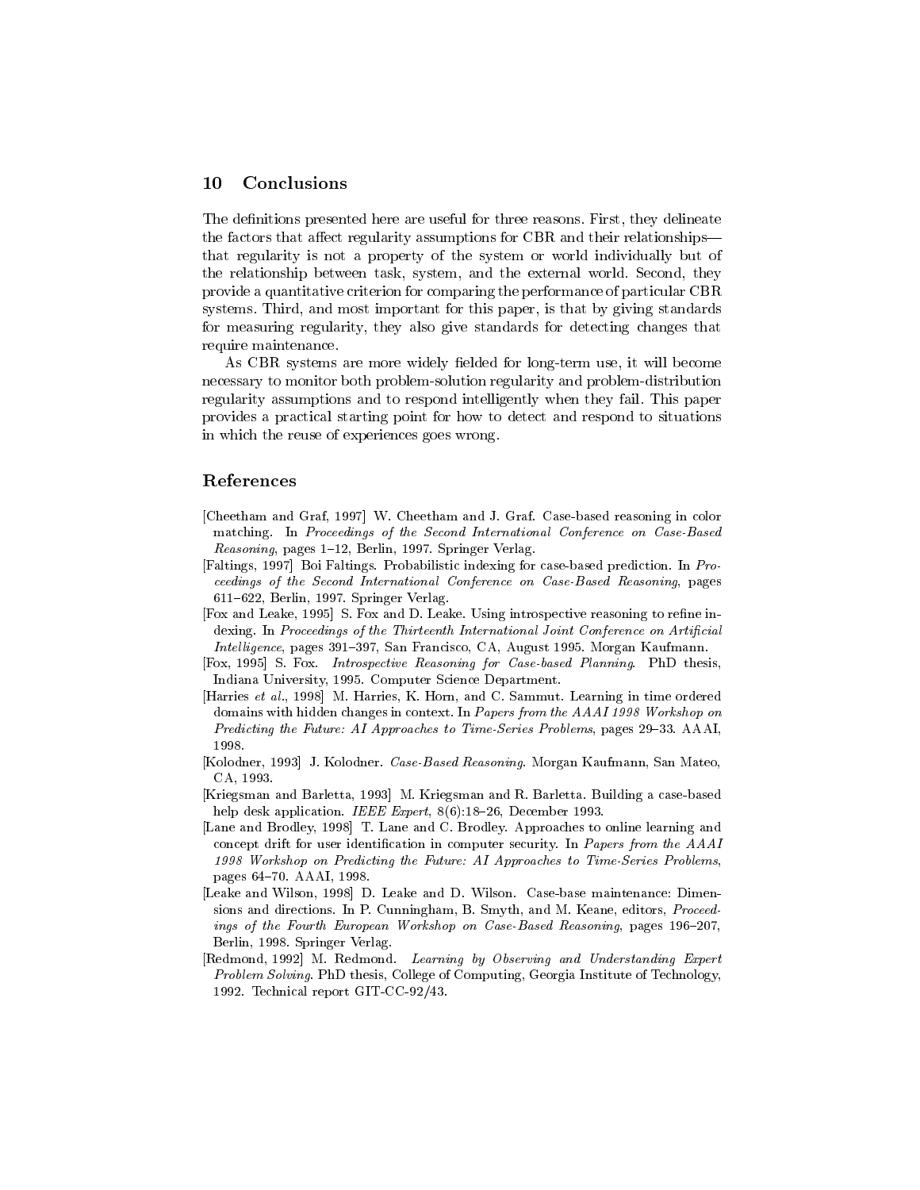## 10 Conclusions

The definitions presented here are useful for three reasons. First, they delineate the factors that affect regularity assumptions for CBR and their relationships—that regularity is not a property of the system or world individually but of the relationship between task, system, and the external world. Second, they provide a quantitative criterion for comparing the performance of particular CBR systems. Third, and most important for this paper, is that by giving standards for measuring regularity, they also give standards for detecting changes that require maintenance.

As CBR systems are more widely fielded for long-term use, it will become necessary to monitor both problem-solution regularity and problem-distribution regularity assumptions and to respond intelligently when they fail. This paper provides a practical starting point for how to detect and respond to situations in which the reuse of experiences goes wrong.

## References

[Cheetham and Graf, 1997] W. Cheetham and J. Graf. Case-based reasoning in color matching. In *Proceedings of the Second International Conference on Case-Based Reasoning*, pages 1–12, Berlin, 1997. Springer Verlag.

[Faltings, 1997] Boi Faltings. Probabilistic indexing for case-based prediction. In *Proceedings of the Second International Conference on Case-Based Reasoning*, pages 611–622, Berlin, 1997. Springer Verlag.

[Fox and Leake, 1995] S. Fox and D. Leake. Using introspective reasoning to refine indexing. In *Proceedings of the Thirteenth International Joint Conference on Artificial Intelligence*, pages 391–397, San Francisco, CA, August 1995. Morgan Kaufmann.

[Fox, 1995] S. Fox. *Introspective Reasoning for Case-based Planning*. PhD thesis, Indiana University, 1995. Computer Science Department.

[Harries *et al.*, 1998] M. Harries, K. Horn, and C. Sammut. Learning in time ordered domains with hidden changes in context. In *Papers from the AAAI 1998 Workshop on Predicting the Future: AI Approaches to Time-Series Problems*, pages 29–33. AAAI, 1998.

[Kolodner, 1993] J. Kolodner. *Case-Based Reasoning*. Morgan Kaufmann, San Mateo, CA, 1993.

[Kriegsman and Barletta, 1993] M. Kriegsman and R. Barletta. Building a case-based help desk application. *IEEE Expert*, 8(6):18–26, December 1993.

[Lane and Brodley, 1998] T. Lane and C. Brodley. Approaches to online learning and concept drift for user identification in computer security. In *Papers from the AAAI 1998 Workshop on Predicting the Future: AI Approaches to Time-Series Problems*, pages 64–70. AAAI, 1998.

[Leake and Wilson, 1998] D. Leake and D. Wilson. Case-base maintenance: Dimensions and directions. In P. Cunningham, B. Smyth, and M. Keane, editors, *Proceedings of the Fourth European Workshop on Case-Based Reasoning*, pages 196–207, Berlin, 1998. Springer Verlag.

[Redmond, 1992] M. Redmond. *Learning by Observing and Understanding Expert Problem Solving*. PhD thesis, College of Computing, Georgia Institute of Technology, 1992. Technical report GIT-CC-92/43.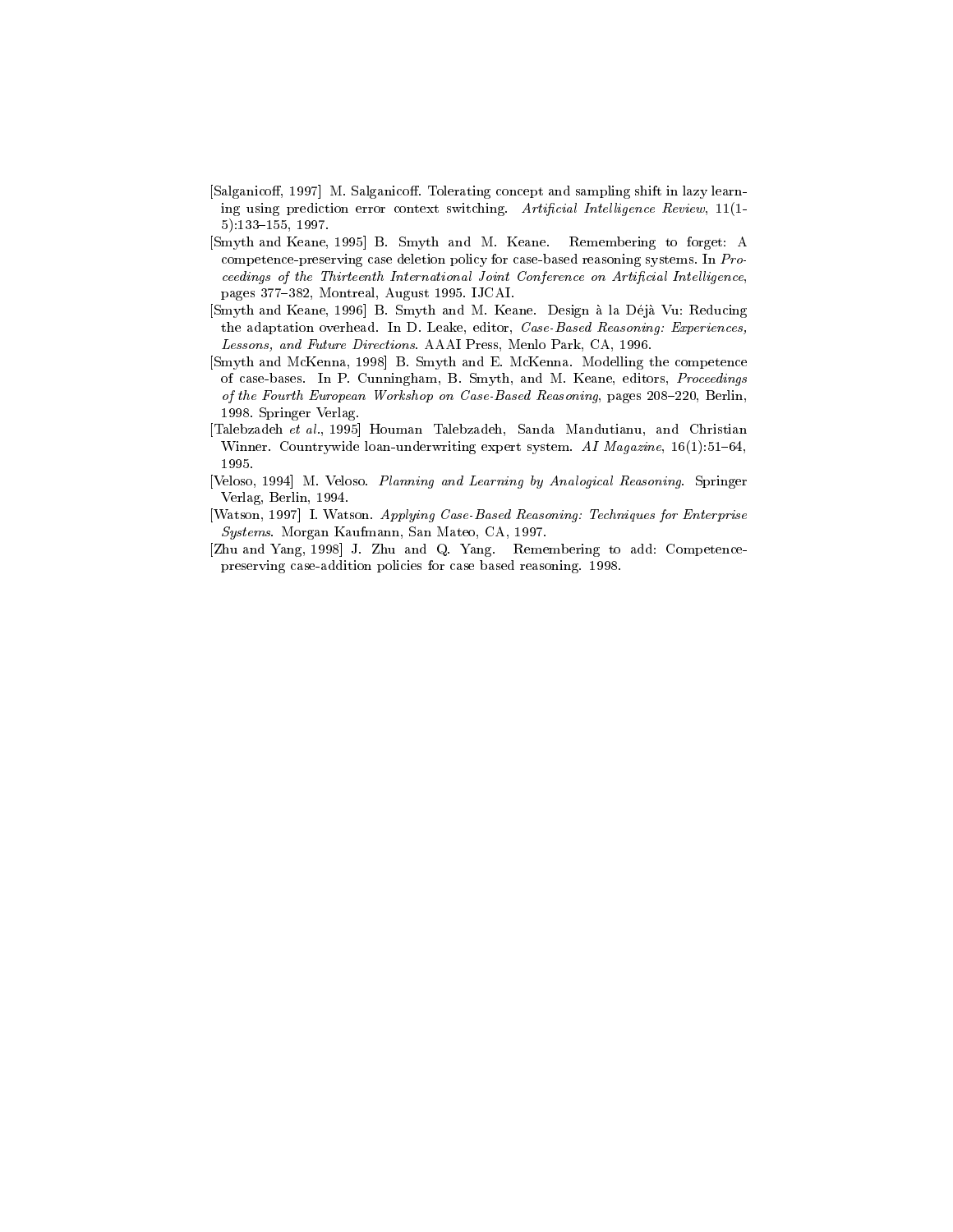[Salganicoff, 1997] M. Salganicoff. Tolerating concept and sampling shift in lazy learning using prediction error context switching. *Artificial Intelligence Review*, 11(1-5):133–155, 1997.

[Smyth and Keane, 1995] B. Smyth and M. Keane. Remembering to forget: A competence-preserving case deletion policy for case-based reasoning systems. In *Proceedings of the Thirteenth International Joint Conference on Artificial Intelligence*, pages 377–382, Montreal, August 1995. IJCAI.

[Smyth and Keane, 1996] B. Smyth and M. Keane. Design à la Déjà Vu: Reducing the adaptation overhead. In D. Leake, editor, *Case-Based Reasoning: Experiences, Lessons, and Future Directions*. AAAI Press, Menlo Park, CA, 1996.

[Smyth and McKenna, 1998] B. Smyth and E. McKenna. Modelling the competence of case-bases. In P. Cunningham, B. Smyth, and M. Keane, editors, *Proceedings of the Fourth European Workshop on Case-Based Reasoning*, pages 208–220, Berlin, 1998. Springer Verlag.

[Talebzadeh *et al.*, 1995] Houman Talebzadeh, Sanda Mandutianu, and Christian Winner. Countrywide loan-underwriting expert system. *AI Magazine*, 16(1):51–64, 1995.

[Veloso, 1994] M. Veloso. *Planning and Learning by Analogical Reasoning*. Springer Verlag, Berlin, 1994.

[Watson, 1997] I. Watson. *Applying Case-Based Reasoning: Techniques for Enterprise Systems*. Morgan Kaufmann, San Mateo, CA, 1997.

[Zhu and Yang, 1998] J. Zhu and Q. Yang. Remembering to add: Competence-preserving case-addition policies for case based reasoning. 1998.